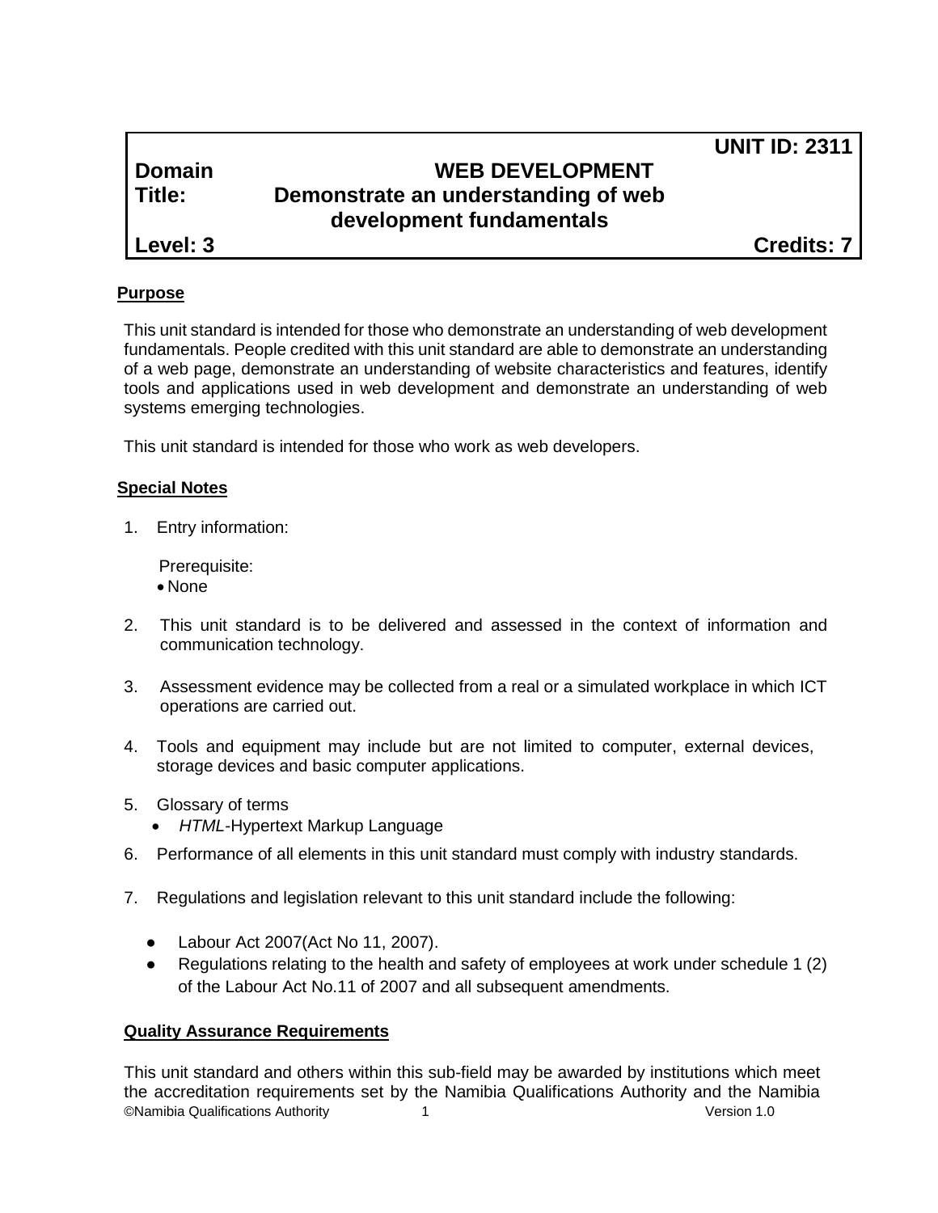**UNIT ID: 2311**

**Domain** **WEB DEVELOPMENT**

**Title:** **Demonstrate an understanding of web development fundamentals**

**Level: 3** **Credits: 7**

## Purpose

This unit standard is intended for those who demonstrate an understanding of web development fundamentals. People credited with this unit standard are able to demonstrate an understanding of a web page, demonstrate an understanding of website characteristics and features, identify tools and applications used in web development and demonstrate an understanding of web systems emerging technologies.

This unit standard is intended for those who work as web developers.

## Special Notes

1. Entry information:

   Prerequisite:
   - None

2. This unit standard is to be delivered and assessed in the context of information and communication technology.

3. Assessment evidence may be collected from a real or a simulated workplace in which ICT operations are carried out.

4. Tools and equipment may include but are not limited to computer, external devices, storage devices and basic computer applications.

5. Glossary of terms
   - *HTML*-Hypertext Markup Language

6. Performance of all elements in this unit standard must comply with industry standards.

7. Regulations and legislation relevant to this unit standard include the following:
   - Labour Act 2007(Act No 11, 2007).
   - Regulations relating to the health and safety of employees at work under schedule 1 (2) of the Labour Act No.11 of 2007 and all subsequent amendments.

## Quality Assurance Requirements

This unit standard and others within this sub-field may be awarded by institutions which meet the accreditation requirements set by the Namibia Qualifications Authority and the Namibia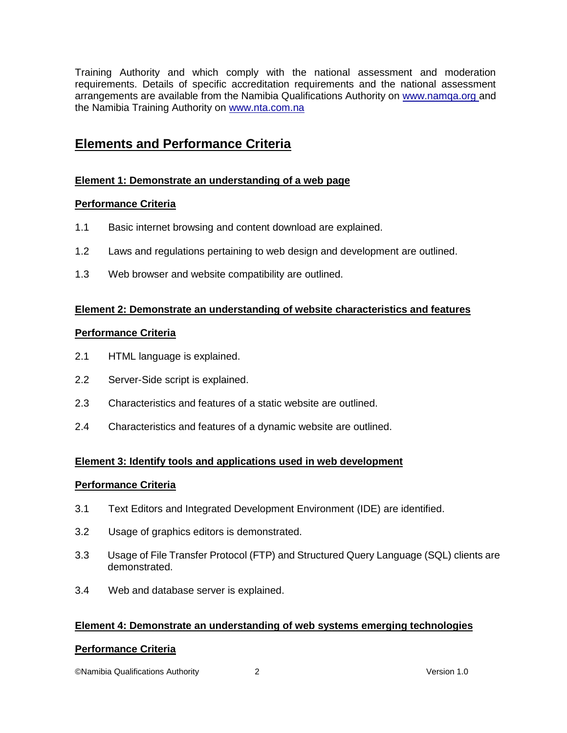Training Authority and which comply with the national assessment and moderation requirements. Details of specific accreditation requirements and the national assessment arrangements are available from the Namibia Qualifications Authority on [www.namqa.org](http://www.namqa.org) and the Namibia Training Authority on [www.nta.com.na](http://www.nta.com.na)

## Elements and Performance Criteria

**Element 1: Demonstrate an understanding of a web page**

**Performance Criteria**

1.1 Basic internet browsing and content download are explained.

1.2 Laws and regulations pertaining to web design and development are outlined.

1.3 Web browser and website compatibility are outlined.

**Element 2: Demonstrate an understanding of website characteristics and features**

**Performance Criteria**

2.1 HTML language is explained.

2.2 Server-Side script is explained.

2.3 Characteristics and features of a static website are outlined.

2.4 Characteristics and features of a dynamic website are outlined.

**Element 3: Identify tools and applications used in web development**

**Performance Criteria**

3.1 Text Editors and Integrated Development Environment (IDE) are identified.

3.2 Usage of graphics editors is demonstrated.

3.3 Usage of File Transfer Protocol (FTP) and Structured Query Language (SQL) clients are demonstrated.

3.4 Web and database server is explained.

**Element 4: Demonstrate an understanding of web systems emerging technologies**

**Performance Criteria**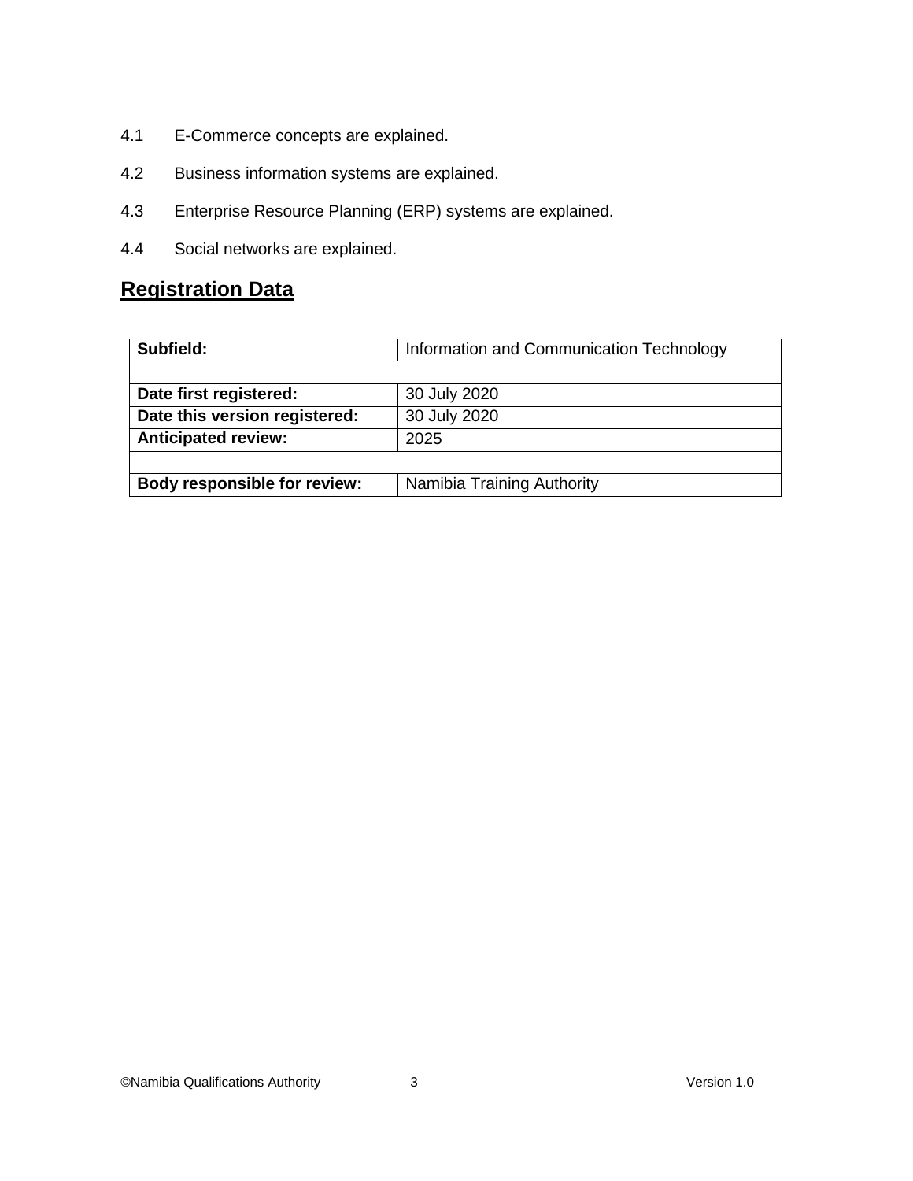4.1 E-Commerce concepts are explained.

4.2 Business information systems are explained.

4.3 Enterprise Resource Planning (ERP) systems are explained.

4.4 Social networks are explained.

## Registration Data

| | |
|---|---|
| **Subfield:** | Information and Communication Technology |
| | |
| **Date first registered:** | 30 July 2020 |
| **Date this version registered:** | 30 July 2020 |
| **Anticipated review:** | 2025 |
| | |
| **Body responsible for review:** | Namibia Training Authority |